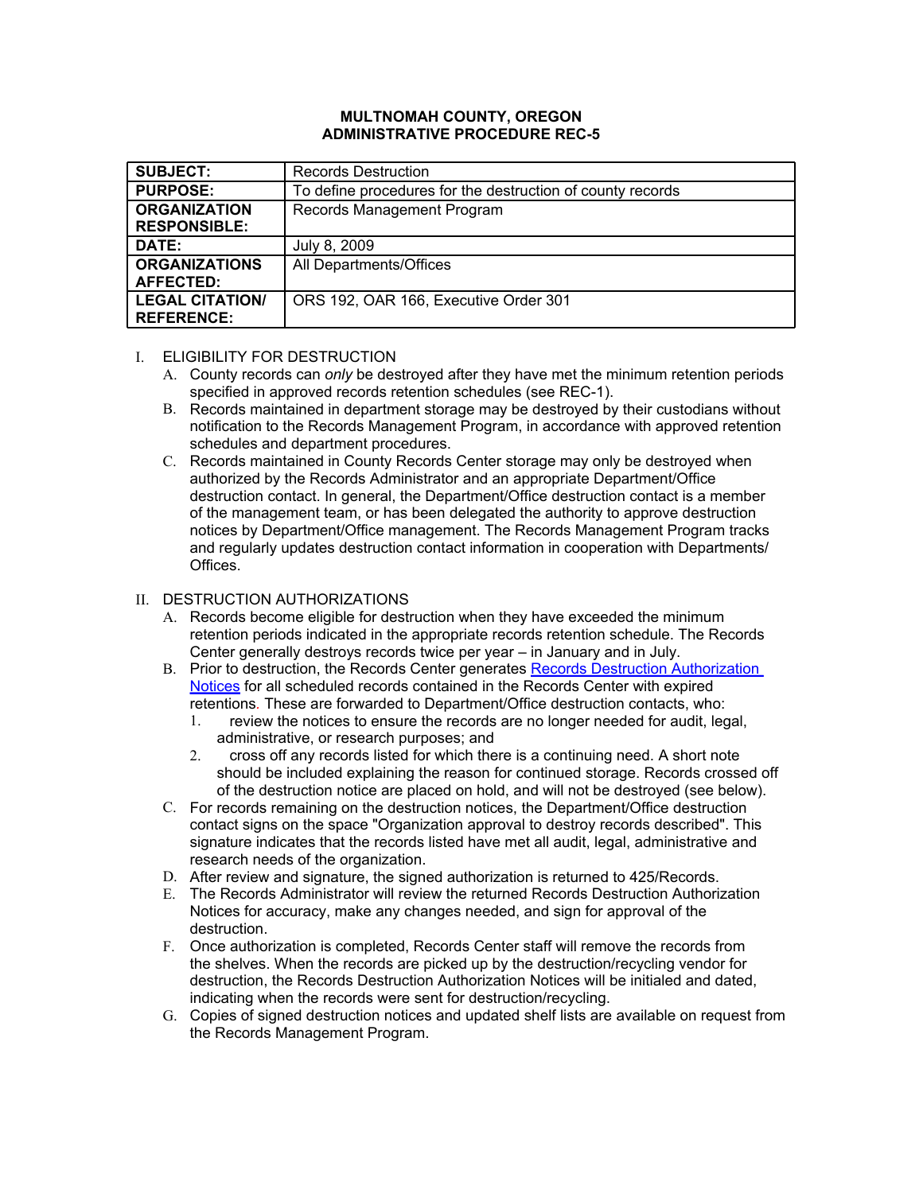# MULTNOMAH COUNTY, OREGON
## ADMINISTRATIVE PROCEDURE REC-5

| **SUBJECT:** | Records Destruction |
|---|---|
| **PURPOSE:** | To define procedures for the destruction of county records |
| **ORGANIZATION RESPONSIBLE:** | Records Management Program |
| **DATE:** | July 8, 2009 |
| **ORGANIZATIONS AFFECTED:** | All Departments/Offices |
| **LEGAL CITATION/ REFERENCE:** | ORS 192, OAR 166, Executive Order 301 |

I. ELIGIBILITY FOR DESTRUCTION

A. County records can *only* be destroyed after they have met the minimum retention periods specified in approved records retention schedules (see REC-1).

B. Records maintained in department storage may be destroyed by their custodians without notification to the Records Management Program, in accordance with approved retention schedules and department procedures.

C. Records maintained in County Records Center storage may only be destroyed when authorized by the Records Administrator and an appropriate Department/Office destruction contact. In general, the Department/Office destruction contact is a member of the management team, or has been delegated the authority to approve destruction notices by Department/Office management. The Records Management Program tracks and regularly updates destruction contact information in cooperation with Departments/ Offices.

II. DESTRUCTION AUTHORIZATIONS

A. Records become eligible for destruction when they have exceeded the minimum retention periods indicated in the appropriate records retention schedule. The Records Center generally destroys records twice per year – in January and in July.

B. Prior to destruction, the Records Center generates Records Destruction Authorization Notices for all scheduled records contained in the Records Center with expired retentions. These are forwarded to Department/Office destruction contacts, who:

1. review the notices to ensure the records are no longer needed for audit, legal, administrative, or research purposes; and
2. cross off any records listed for which there is a continuing need. A short note should be included explaining the reason for continued storage. Records crossed off of the destruction notice are placed on hold, and will not be destroyed (see below).

C. For records remaining on the destruction notices, the Department/Office destruction contact signs on the space "Organization approval to destroy records described". This signature indicates that the records listed have met all audit, legal, administrative and research needs of the organization.

D. After review and signature, the signed authorization is returned to 425/Records.

E. The Records Administrator will review the returned Records Destruction Authorization Notices for accuracy, make any changes needed, and sign for approval of the destruction.

F. Once authorization is completed, Records Center staff will remove the records from the shelves. When the records are picked up by the destruction/recycling vendor for destruction, the Records Destruction Authorization Notices will be initialed and dated, indicating when the records were sent for destruction/recycling.

G. Copies of signed destruction notices and updated shelf lists are available on request from the Records Management Program.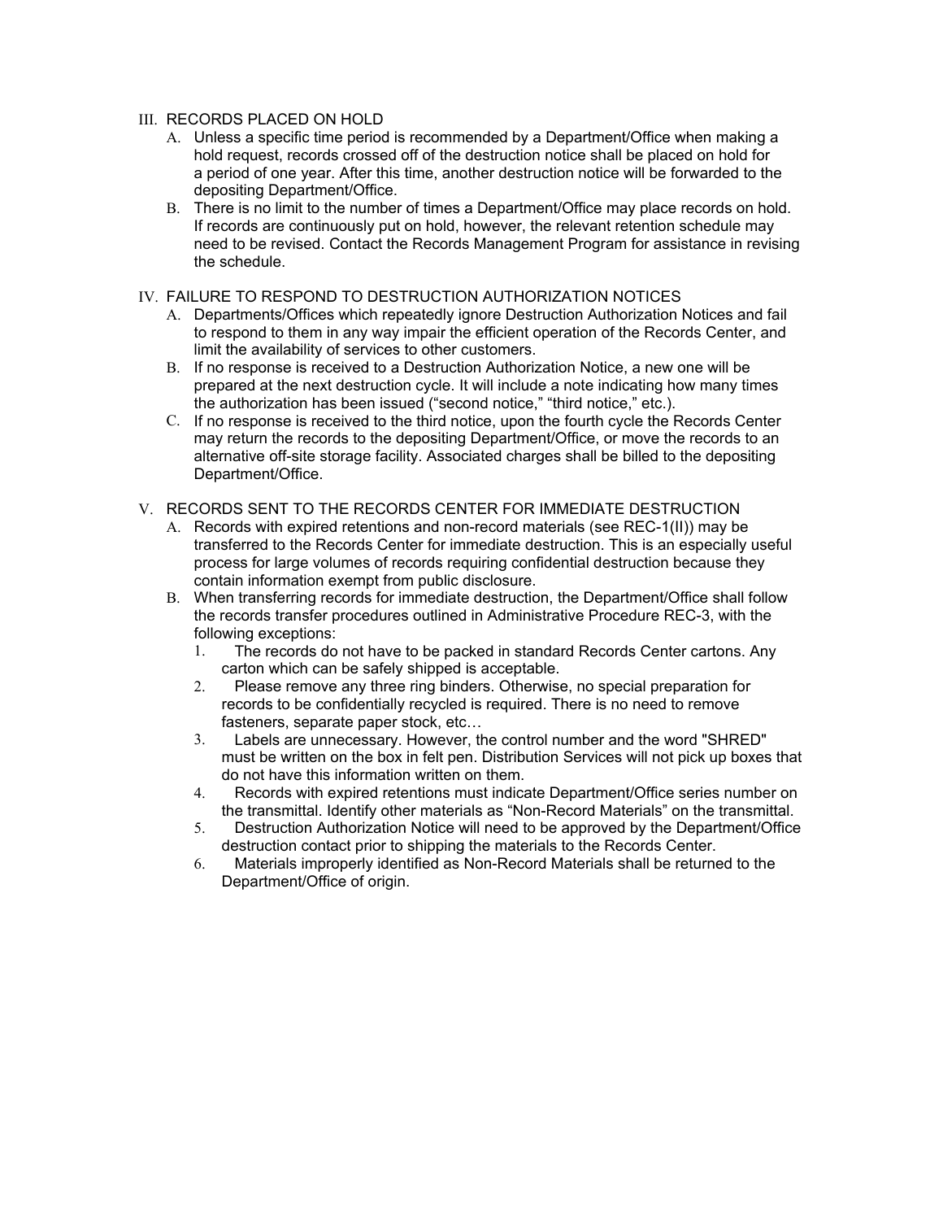## III. RECORDS PLACED ON HOLD

A. Unless a specific time period is recommended by a Department/Office when making a hold request, records crossed off of the destruction notice shall be placed on hold for a period of one year. After this time, another destruction notice will be forwarded to the depositing Department/Office.

B. There is no limit to the number of times a Department/Office may place records on hold. If records are continuously put on hold, however, the relevant retention schedule may need to be revised. Contact the Records Management Program for assistance in revising the schedule.

## IV. FAILURE TO RESPOND TO DESTRUCTION AUTHORIZATION NOTICES

A. Departments/Offices which repeatedly ignore Destruction Authorization Notices and fail to respond to them in any way impair the efficient operation of the Records Center, and limit the availability of services to other customers.

B. If no response is received to a Destruction Authorization Notice, a new one will be prepared at the next destruction cycle. It will include a note indicating how many times the authorization has been issued ("second notice," "third notice," etc.).

C. If no response is received to the third notice, upon the fourth cycle the Records Center may return the records to the depositing Department/Office, or move the records to an alternative off-site storage facility. Associated charges shall be billed to the depositing Department/Office.

## V. RECORDS SENT TO THE RECORDS CENTER FOR IMMEDIATE DESTRUCTION

A. Records with expired retentions and non-record materials (see REC-1(II)) may be transferred to the Records Center for immediate destruction. This is an especially useful process for large volumes of records requiring confidential destruction because they contain information exempt from public disclosure.

B. When transferring records for immediate destruction, the Department/Office shall follow the records transfer procedures outlined in Administrative Procedure REC-3, with the following exceptions:

1. The records do not have to be packed in standard Records Center cartons. Any carton which can be safely shipped is acceptable.
2. Please remove any three ring binders. Otherwise, no special preparation for records to be confidentially recycled is required. There is no need to remove fasteners, separate paper stock, etc…
3. Labels are unnecessary. However, the control number and the word "SHRED" must be written on the box in felt pen. Distribution Services will not pick up boxes that do not have this information written on them.
4. Records with expired retentions must indicate Department/Office series number on the transmittal. Identify other materials as "Non-Record Materials" on the transmittal.
5. Destruction Authorization Notice will need to be approved by the Department/Office destruction contact prior to shipping the materials to the Records Center.
6. Materials improperly identified as Non-Record Materials shall be returned to the Department/Office of origin.